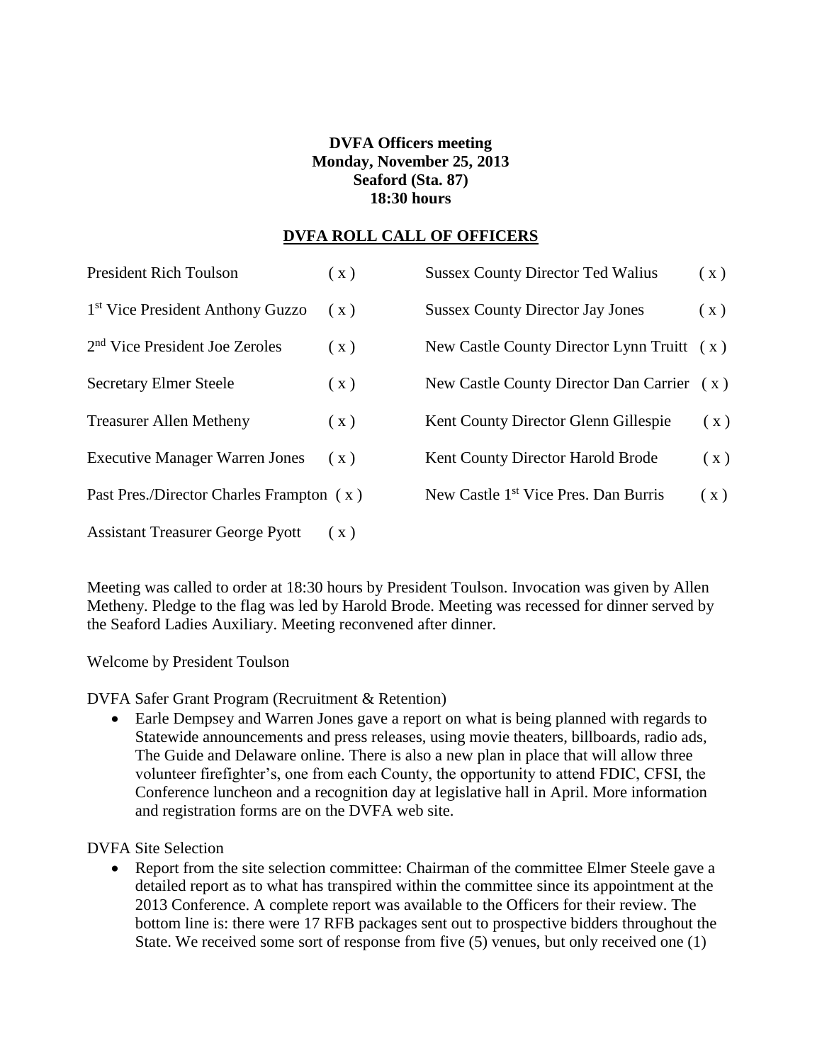**DVFA Officers meeting**
**Monday, November 25, 2013**
**Seaford (Sta. 87)**
**18:30 hours**

## DVFA ROLL CALL OF OFFICERS

| | | | |
|---|---|---|---|
| President Rich Toulson | ( x ) | Sussex County Director Ted Walius | ( x ) |
| 1st Vice President Anthony Guzzo | ( x ) | Sussex County Director Jay Jones | ( x ) |
| 2nd Vice President Joe Zeroles | ( x ) | New Castle County Director Lynn Truitt | ( x ) |
| Secretary Elmer Steele | ( x ) | New Castle County Director Dan Carrier | ( x ) |
| Treasurer Allen Metheny | ( x ) | Kent County Director Glenn Gillespie | ( x ) |
| Executive Manager Warren Jones | ( x ) | Kent County Director Harold Brode | ( x ) |
| Past Pres./Director Charles Frampton | ( x ) | New Castle 1st Vice Pres. Dan Burris | ( x ) |
| Assistant Treasurer George Pyott | ( x ) | | |

Meeting was called to order at 18:30 hours by President Toulson. Invocation was given by Allen Metheny. Pledge to the flag was led by Harold Brode. Meeting was recessed for dinner served by the Seaford Ladies Auxiliary. Meeting reconvened after dinner.

Welcome by President Toulson

DVFA Safer Grant Program (Recruitment & Retention)

- Earle Dempsey and Warren Jones gave a report on what is being planned with regards to Statewide announcements and press releases, using movie theaters, billboards, radio ads, The Guide and Delaware online. There is also a new plan in place that will allow three volunteer firefighter's, one from each County, the opportunity to attend FDIC, CFSI, the Conference luncheon and a recognition day at legislative hall in April. More information and registration forms are on the DVFA web site.

DVFA Site Selection

- Report from the site selection committee: Chairman of the committee Elmer Steele gave a detailed report as to what has transpired within the committee since its appointment at the 2013 Conference. A complete report was available to the Officers for their review. The bottom line is: there were 17 RFB packages sent out to prospective bidders throughout the State. We received some sort of response from five (5) venues, but only received one (1)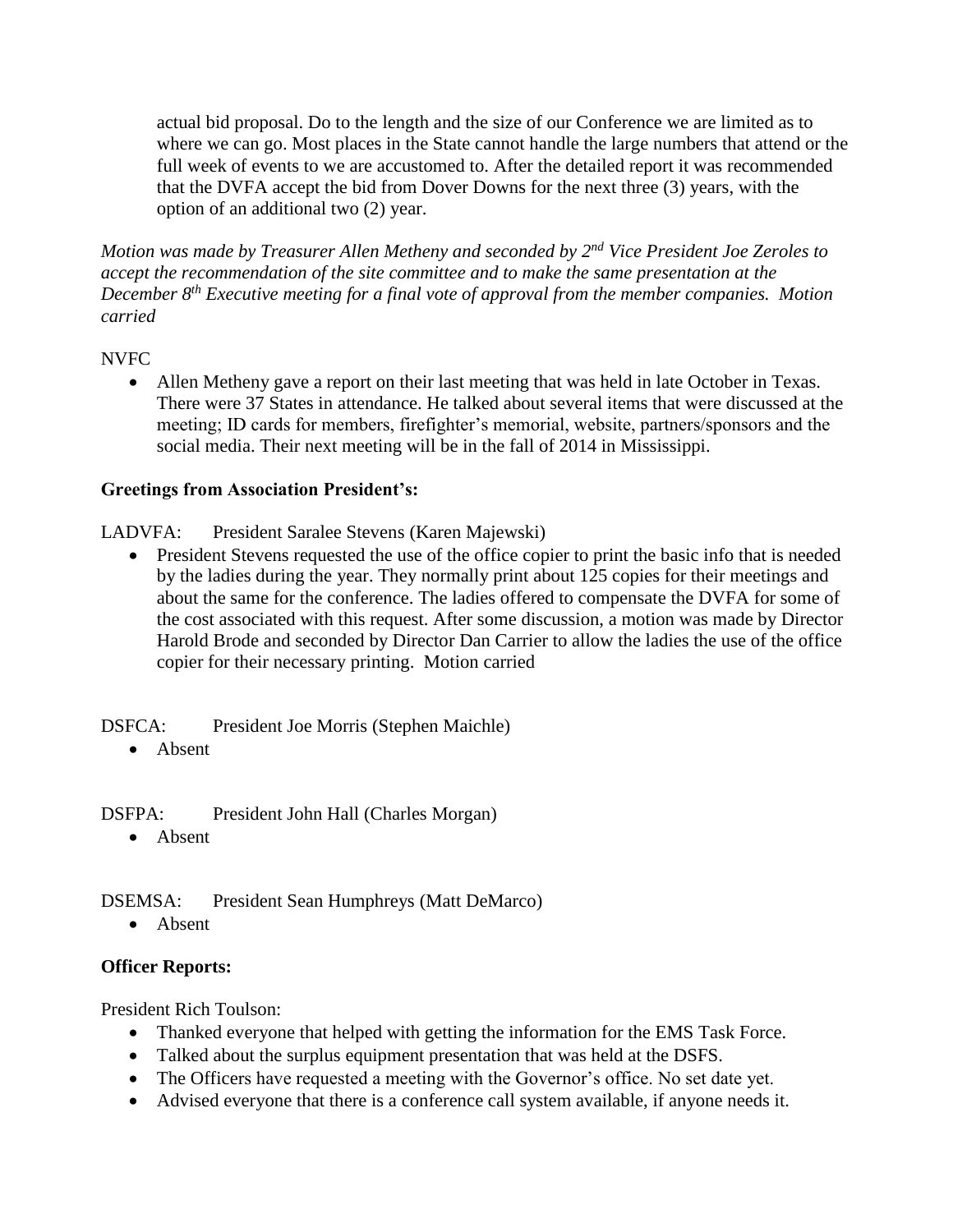actual bid proposal. Do to the length and the size of our Conference we are limited as to where we can go. Most places in the State cannot handle the large numbers that attend or the full week of events to we are accustomed to. After the detailed report it was recommended that the DVFA accept the bid from Dover Downs for the next three (3) years, with the option of an additional two (2) year.

*Motion was made by Treasurer Allen Metheny and seconded by 2nd Vice President Joe Zeroles to accept the recommendation of the site committee and to make the same presentation at the December 8th Executive meeting for a final vote of approval from the member companies. Motion carried*

NVFC

- Allen Metheny gave a report on their last meeting that was held in late October in Texas. There were 37 States in attendance. He talked about several items that were discussed at the meeting; ID cards for members, firefighter's memorial, website, partners/sponsors and the social media. Their next meeting will be in the fall of 2014 in Mississippi.

**Greetings from Association President's:**

LADVFA: President Saralee Stevens (Karen Majewski)

- President Stevens requested the use of the office copier to print the basic info that is needed by the ladies during the year. They normally print about 125 copies for their meetings and about the same for the conference. The ladies offered to compensate the DVFA for some of the cost associated with this request. After some discussion, a motion was made by Director Harold Brode and seconded by Director Dan Carrier to allow the ladies the use of the office copier for their necessary printing. Motion carried

DSFCA: President Joe Morris (Stephen Maichle)

- Absent

DSFPA: President John Hall (Charles Morgan)

- Absent

DSEMSA: President Sean Humphreys (Matt DeMarco)

- Absent

**Officer Reports:**

President Rich Toulson:

- Thanked everyone that helped with getting the information for the EMS Task Force.
- Talked about the surplus equipment presentation that was held at the DSFS.
- The Officers have requested a meeting with the Governor's office. No set date yet.
- Advised everyone that there is a conference call system available, if anyone needs it.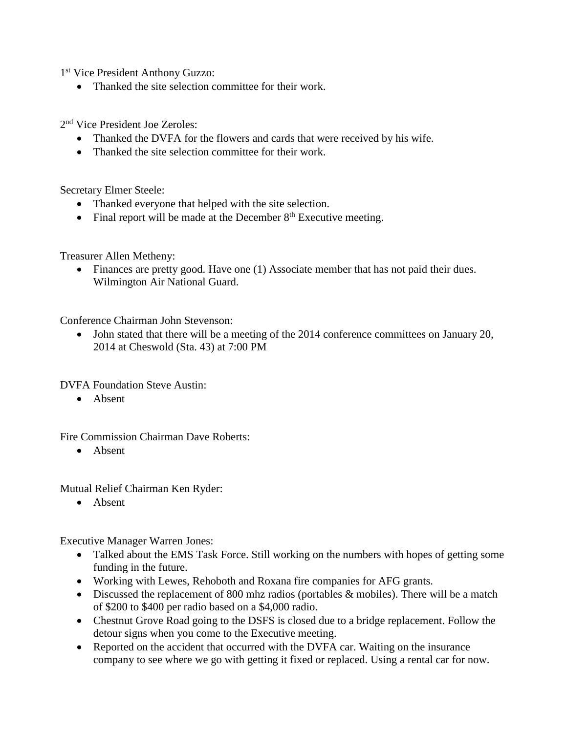1st Vice President Anthony Guzzo:

- Thanked the site selection committee for their work.

2nd Vice President Joe Zeroles:

- Thanked the DVFA for the flowers and cards that were received by his wife.
- Thanked the site selection committee for their work.

Secretary Elmer Steele:

- Thanked everyone that helped with the site selection.
- Final report will be made at the December 8th Executive meeting.

Treasurer Allen Metheny:

- Finances are pretty good. Have one (1) Associate member that has not paid their dues. Wilmington Air National Guard.

Conference Chairman John Stevenson:

- John stated that there will be a meeting of the 2014 conference committees on January 20, 2014 at Cheswold (Sta. 43) at 7:00 PM

DVFA Foundation Steve Austin:

- Absent

Fire Commission Chairman Dave Roberts:

- Absent

Mutual Relief Chairman Ken Ryder:

- Absent

Executive Manager Warren Jones:

- Talked about the EMS Task Force. Still working on the numbers with hopes of getting some funding in the future.
- Working with Lewes, Rehoboth and Roxana fire companies for AFG grants.
- Discussed the replacement of 800 mhz radios (portables & mobiles). There will be a match of $200 to $400 per radio based on a $4,000 radio.
- Chestnut Grove Road going to the DSFS is closed due to a bridge replacement. Follow the detour signs when you come to the Executive meeting.
- Reported on the accident that occurred with the DVFA car. Waiting on the insurance company to see where we go with getting it fixed or replaced. Using a rental car for now.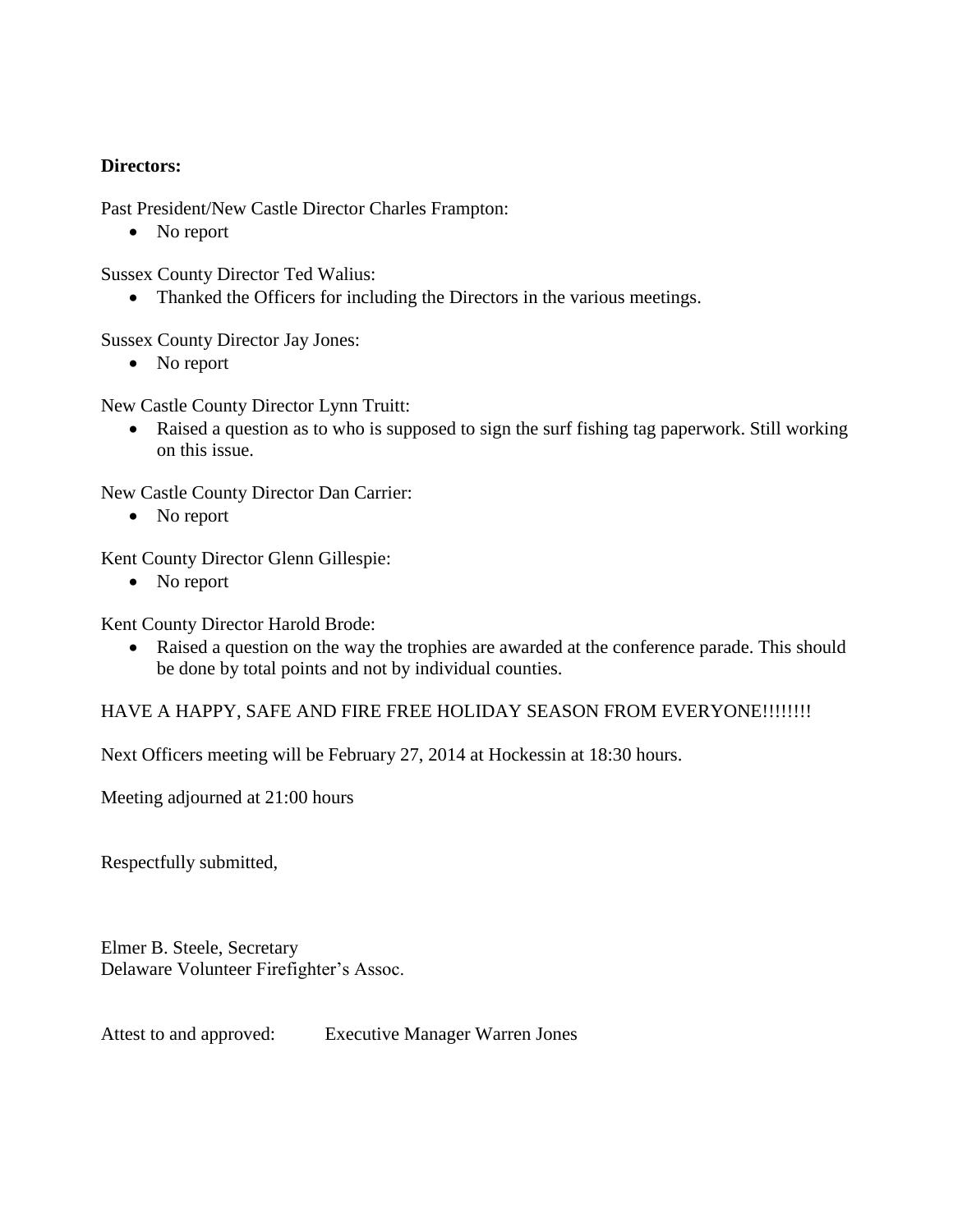**Directors:**

Past President/New Castle Director Charles Frampton:

- No report

Sussex County Director Ted Walius:

- Thanked the Officers for including the Directors in the various meetings.

Sussex County Director Jay Jones:

- No report

New Castle County Director Lynn Truitt:

- Raised a question as to who is supposed to sign the surf fishing tag paperwork. Still working on this issue.

New Castle County Director Dan Carrier:

- No report

Kent County Director Glenn Gillespie:

- No report

Kent County Director Harold Brode:

- Raised a question on the way the trophies are awarded at the conference parade. This should be done by total points and not by individual counties.

HAVE A HAPPY, SAFE AND FIRE FREE HOLIDAY SEASON FROM EVERYONE!!!!!!!!

Next Officers meeting will be February 27, 2014 at Hockessin at 18:30 hours.

Meeting adjourned at 21:00 hours

Respectfully submitted,

Elmer B. Steele, Secretary
Delaware Volunteer Firefighter's Assoc.

Attest to and approved: Executive Manager Warren Jones